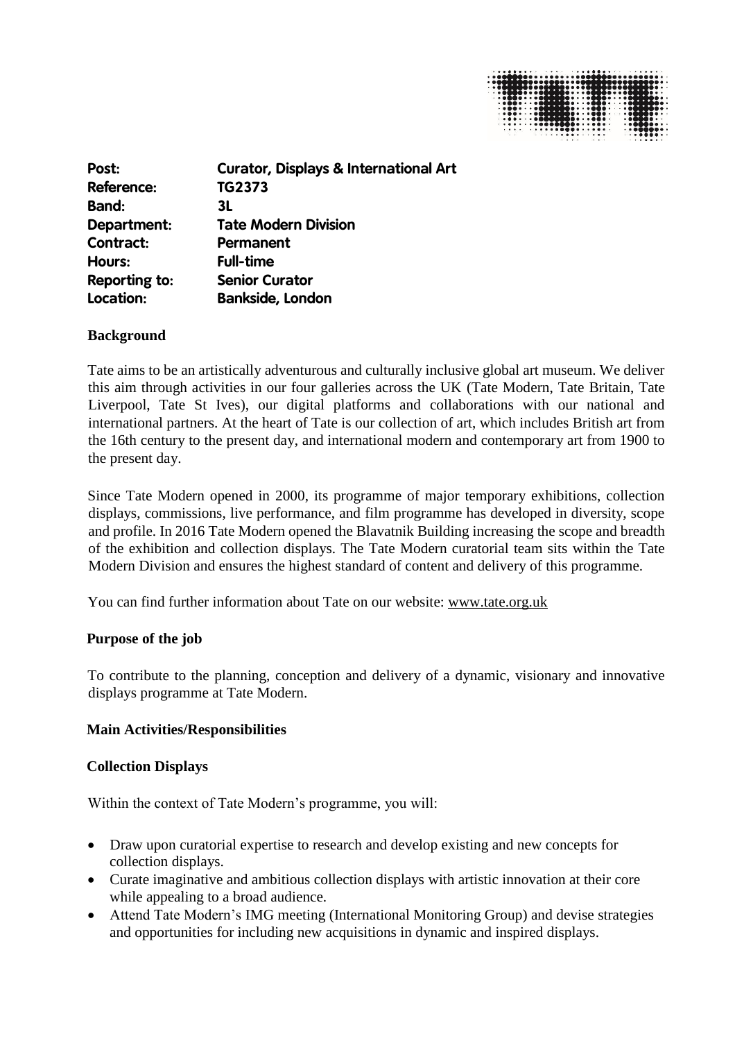| | |
|---|---|
| **Post:** | **Curator, Displays & International Art** |
| **Reference:** | **TG2373** |
| **Band:** | **3L** |
| **Department:** | **Tate Modern Division** |
| **Contract:** | **Permanent** |
| **Hours:** | **Full-time** |
| **Reporting to:** | **Senior Curator** |
| **Location:** | **Bankside, London** |

## Background

Tate aims to be an artistically adventurous and culturally inclusive global art museum. We deliver this aim through activities in our four galleries across the UK (Tate Modern, Tate Britain, Tate Liverpool, Tate St Ives), our digital platforms and collaborations with our national and international partners. At the heart of Tate is our collection of art, which includes British art from the 16th century to the present day, and international modern and contemporary art from 1900 to the present day.

Since Tate Modern opened in 2000, its programme of major temporary exhibitions, collection displays, commissions, live performance, and film programme has developed in diversity, scope and profile. In 2016 Tate Modern opened the Blavatnik Building increasing the scope and breadth of the exhibition and collection displays. The Tate Modern curatorial team sits within the Tate Modern Division and ensures the highest standard of content and delivery of this programme.

You can find further information about Tate on our website: www.tate.org.uk

## Purpose of the job

To contribute to the planning, conception and delivery of a dynamic, visionary and innovative displays programme at Tate Modern.

## Main Activities/Responsibilities

### Collection Displays

Within the context of Tate Modern's programme, you will:

- Draw upon curatorial expertise to research and develop existing and new concepts for collection displays.
- Curate imaginative and ambitious collection displays with artistic innovation at their core while appealing to a broad audience.
- Attend Tate Modern's IMG meeting (International Monitoring Group) and devise strategies and opportunities for including new acquisitions in dynamic and inspired displays.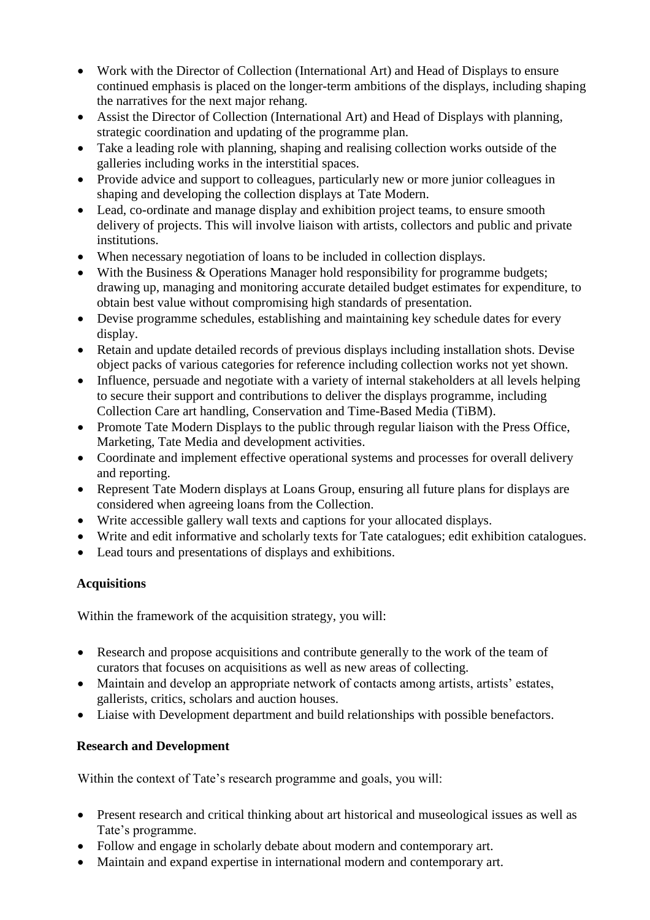- Work with the Director of Collection (International Art) and Head of Displays to ensure continued emphasis is placed on the longer-term ambitions of the displays, including shaping the narratives for the next major rehang.
- Assist the Director of Collection (International Art) and Head of Displays with planning, strategic coordination and updating of the programme plan.
- Take a leading role with planning, shaping and realising collection works outside of the galleries including works in the interstitial spaces.
- Provide advice and support to colleagues, particularly new or more junior colleagues in shaping and developing the collection displays at Tate Modern.
- Lead, co-ordinate and manage display and exhibition project teams, to ensure smooth delivery of projects. This will involve liaison with artists, collectors and public and private institutions.
- When necessary negotiation of loans to be included in collection displays.
- With the Business & Operations Manager hold responsibility for programme budgets; drawing up, managing and monitoring accurate detailed budget estimates for expenditure, to obtain best value without compromising high standards of presentation.
- Devise programme schedules, establishing and maintaining key schedule dates for every display.
- Retain and update detailed records of previous displays including installation shots. Devise object packs of various categories for reference including collection works not yet shown.
- Influence, persuade and negotiate with a variety of internal stakeholders at all levels helping to secure their support and contributions to deliver the displays programme, including Collection Care art handling, Conservation and Time-Based Media (TiBM).
- Promote Tate Modern Displays to the public through regular liaison with the Press Office, Marketing, Tate Media and development activities.
- Coordinate and implement effective operational systems and processes for overall delivery and reporting.
- Represent Tate Modern displays at Loans Group, ensuring all future plans for displays are considered when agreeing loans from the Collection.
- Write accessible gallery wall texts and captions for your allocated displays.
- Write and edit informative and scholarly texts for Tate catalogues; edit exhibition catalogues.
- Lead tours and presentations of displays and exhibitions.

**Acquisitions**

Within the framework of the acquisition strategy, you will:

- Research and propose acquisitions and contribute generally to the work of the team of curators that focuses on acquisitions as well as new areas of collecting.
- Maintain and develop an appropriate network of contacts among artists, artists' estates, gallerists, critics, scholars and auction houses.
- Liaise with Development department and build relationships with possible benefactors.

**Research and Development**

Within the context of Tate's research programme and goals, you will:

- Present research and critical thinking about art historical and museological issues as well as Tate's programme.
- Follow and engage in scholarly debate about modern and contemporary art.
- Maintain and expand expertise in international modern and contemporary art.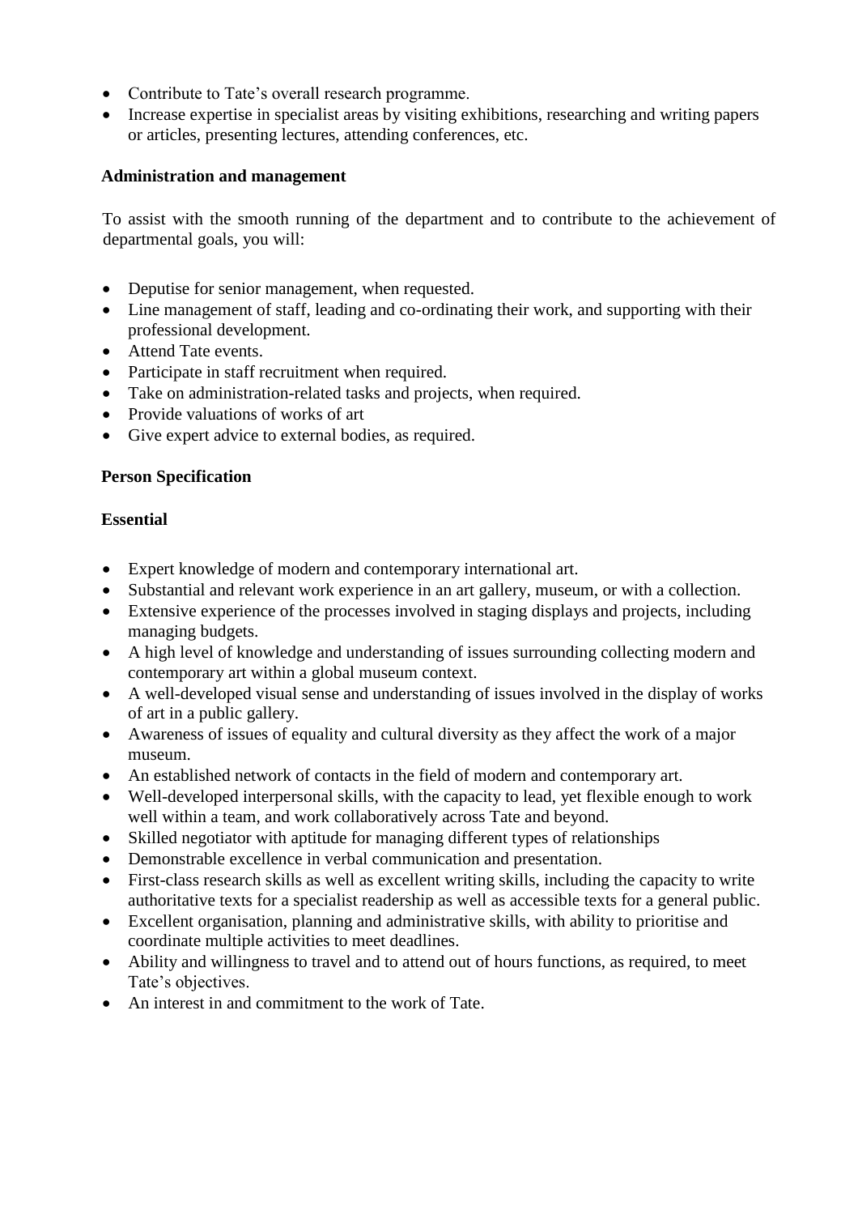- Contribute to Tate's overall research programme.
- Increase expertise in specialist areas by visiting exhibitions, researching and writing papers or articles, presenting lectures, attending conferences, etc.

**Administration and management**

To assist with the smooth running of the department and to contribute to the achievement of departmental goals, you will:

- Deputise for senior management, when requested.
- Line management of staff, leading and co-ordinating their work, and supporting with their professional development.
- Attend Tate events.
- Participate in staff recruitment when required.
- Take on administration-related tasks and projects, when required.
- Provide valuations of works of art
- Give expert advice to external bodies, as required.

**Person Specification**

**Essential**

- Expert knowledge of modern and contemporary international art.
- Substantial and relevant work experience in an art gallery, museum, or with a collection.
- Extensive experience of the processes involved in staging displays and projects, including managing budgets.
- A high level of knowledge and understanding of issues surrounding collecting modern and contemporary art within a global museum context.
- A well-developed visual sense and understanding of issues involved in the display of works of art in a public gallery.
- Awareness of issues of equality and cultural diversity as they affect the work of a major museum.
- An established network of contacts in the field of modern and contemporary art.
- Well-developed interpersonal skills, with the capacity to lead, yet flexible enough to work well within a team, and work collaboratively across Tate and beyond.
- Skilled negotiator with aptitude for managing different types of relationships
- Demonstrable excellence in verbal communication and presentation.
- First-class research skills as well as excellent writing skills, including the capacity to write authoritative texts for a specialist readership as well as accessible texts for a general public.
- Excellent organisation, planning and administrative skills, with ability to prioritise and coordinate multiple activities to meet deadlines.
- Ability and willingness to travel and to attend out of hours functions, as required, to meet Tate's objectives.
- An interest in and commitment to the work of Tate.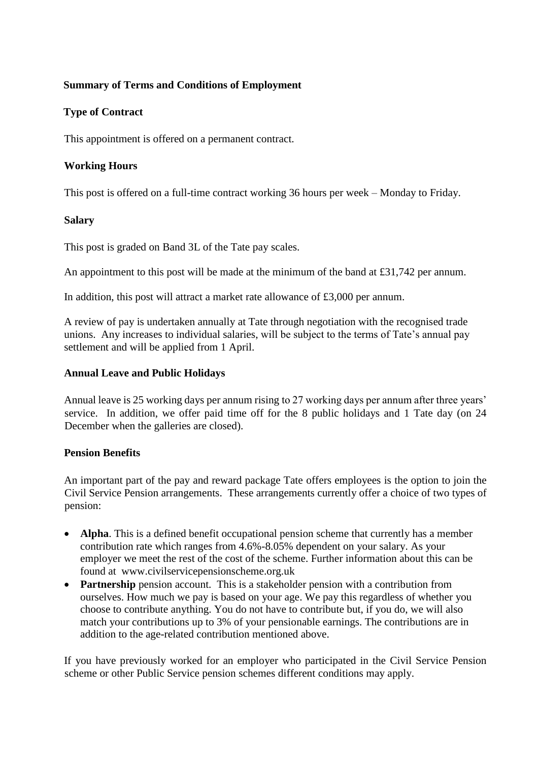## Summary of Terms and Conditions of Employment

### Type of Contract

This appointment is offered on a permanent contract.

### Working Hours

This post is offered on a full-time contract working 36 hours per week – Monday to Friday.

### Salary

This post is graded on Band 3L of the Tate pay scales.

An appointment to this post will be made at the minimum of the band at £31,742 per annum.

In addition, this post will attract a market rate allowance of £3,000 per annum.

A review of pay is undertaken annually at Tate through negotiation with the recognised trade unions. Any increases to individual salaries, will be subject to the terms of Tate's annual pay settlement and will be applied from 1 April.

### Annual Leave and Public Holidays

Annual leave is 25 working days per annum rising to 27 working days per annum after three years' service. In addition, we offer paid time off for the 8 public holidays and 1 Tate day (on 24 December when the galleries are closed).

### Pension Benefits

An important part of the pay and reward package Tate offers employees is the option to join the Civil Service Pension arrangements. These arrangements currently offer a choice of two types of pension:

- **Alpha**. This is a defined benefit occupational pension scheme that currently has a member contribution rate which ranges from 4.6%-8.05% dependent on your salary. As your employer we meet the rest of the cost of the scheme. Further information about this can be found at www.civilservicepensionscheme.org.uk
- **Partnership** pension account. This is a stakeholder pension with a contribution from ourselves. How much we pay is based on your age. We pay this regardless of whether you choose to contribute anything. You do not have to contribute but, if you do, we will also match your contributions up to 3% of your pensionable earnings. The contributions are in addition to the age-related contribution mentioned above.

If you have previously worked for an employer who participated in the Civil Service Pension scheme or other Public Service pension schemes different conditions may apply.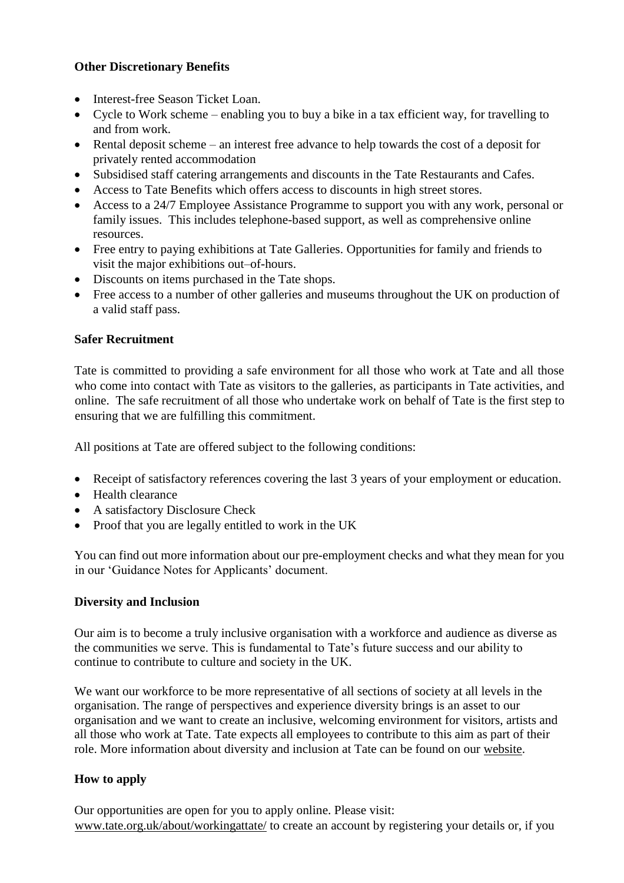### Other Discretionary Benefits

- Interest-free Season Ticket Loan.
- Cycle to Work scheme – enabling you to buy a bike in a tax efficient way, for travelling to and from work.
- Rental deposit scheme – an interest free advance to help towards the cost of a deposit for privately rented accommodation
- Subsidised staff catering arrangements and discounts in the Tate Restaurants and Cafes.
- Access to Tate Benefits which offers access to discounts in high street stores.
- Access to a 24/7 Employee Assistance Programme to support you with any work, personal or family issues. This includes telephone-based support, as well as comprehensive online resources.
- Free entry to paying exhibitions at Tate Galleries. Opportunities for family and friends to visit the major exhibitions out–of-hours.
- Discounts on items purchased in the Tate shops.
- Free access to a number of other galleries and museums throughout the UK on production of a valid staff pass.

### Safer Recruitment

Tate is committed to providing a safe environment for all those who work at Tate and all those who come into contact with Tate as visitors to the galleries, as participants in Tate activities, and online. The safe recruitment of all those who undertake work on behalf of Tate is the first step to ensuring that we are fulfilling this commitment.

All positions at Tate are offered subject to the following conditions:

- Receipt of satisfactory references covering the last 3 years of your employment or education.
- Health clearance
- A satisfactory Disclosure Check
- Proof that you are legally entitled to work in the UK

You can find out more information about our pre-employment checks and what they mean for you in our 'Guidance Notes for Applicants' document.

### Diversity and Inclusion

Our aim is to become a truly inclusive organisation with a workforce and audience as diverse as the communities we serve. This is fundamental to Tate's future success and our ability to continue to contribute to culture and society in the UK.

We want our workforce to be more representative of all sections of society at all levels in the organisation. The range of perspectives and experience diversity brings is an asset to our organisation and we want to create an inclusive, welcoming environment for visitors, artists and all those who work at Tate. Tate expects all employees to contribute to this aim as part of their role. More information about diversity and inclusion at Tate can be found on our website.

### How to apply

Our opportunities are open for you to apply online. Please visit: www.tate.org.uk/about/workingattate/ to create an account by registering your details or, if you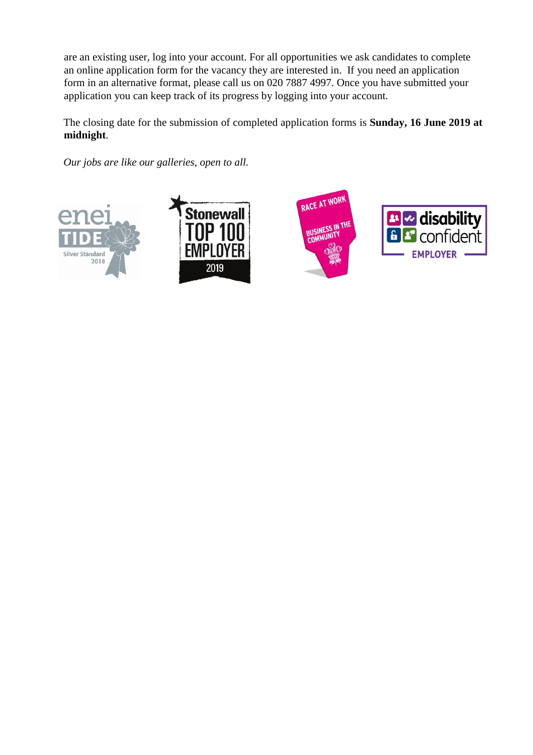are an existing user, log into your account. For all opportunities we ask candidates to complete an online application form for the vacancy they are interested in. If you need an application form in an alternative format, please call us on 020 7887 4997. Once you have submitted your application you can keep track of its progress by logging into your account.

The closing date for the submission of completed application forms is **Sunday, 16 June 2019 at midnight**.

*Our jobs are like our galleries, open to all.*